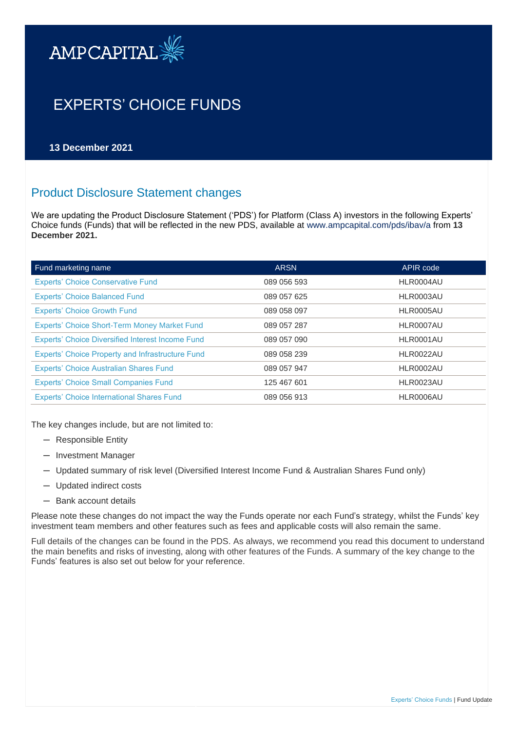AMPCAPITAL

# EXPERTS' CHOICE FUNDS

**13 December 2021**

## Product Disclosure Statement changes

We are updating the Product Disclosure Statement ('PDS') for Platform (Class A) investors in the following Experts' Choice funds (Funds) that will be reflected in the new PDS, available at www.ampcapital.com/pds/ibav/a from **13 December 2021.**

| Fund marketing name | ARSN | APIR code |
|---|---|---|
| Experts' Choice Conservative Fund | 089 056 593 | HLR0004AU |
| Experts' Choice Balanced Fund | 089 057 625 | HLR0003AU |
| Experts' Choice Growth Fund | 089 058 097 | HLR0005AU |
| Experts' Choice Short-Term Money Market Fund | 089 057 287 | HLR0007AU |
| Experts' Choice Diversified Interest Income Fund | 089 057 090 | HLR0001AU |
| Experts' Choice Property and Infrastructure Fund | 089 058 239 | HLR0022AU |
| Experts' Choice Australian Shares Fund | 089 057 947 | HLR0002AU |
| Experts' Choice Small Companies Fund | 125 467 601 | HLR0023AU |
| Experts' Choice International Shares Fund | 089 056 913 | HLR0006AU |

The key changes include, but are not limited to:

- Responsible Entity
- Investment Manager
- Updated summary of risk level (Diversified Interest Income Fund & Australian Shares Fund only)
- Updated indirect costs
- Bank account details

Please note these changes do not impact the way the Funds operate nor each Fund's strategy, whilst the Funds' key investment team members and other features such as fees and applicable costs will also remain the same.

Full details of the changes can be found in the PDS. As always, we recommend you read this document to understand the main benefits and risks of investing, along with other features of the Funds. A summary of the key change to the Funds' features is also set out below for your reference.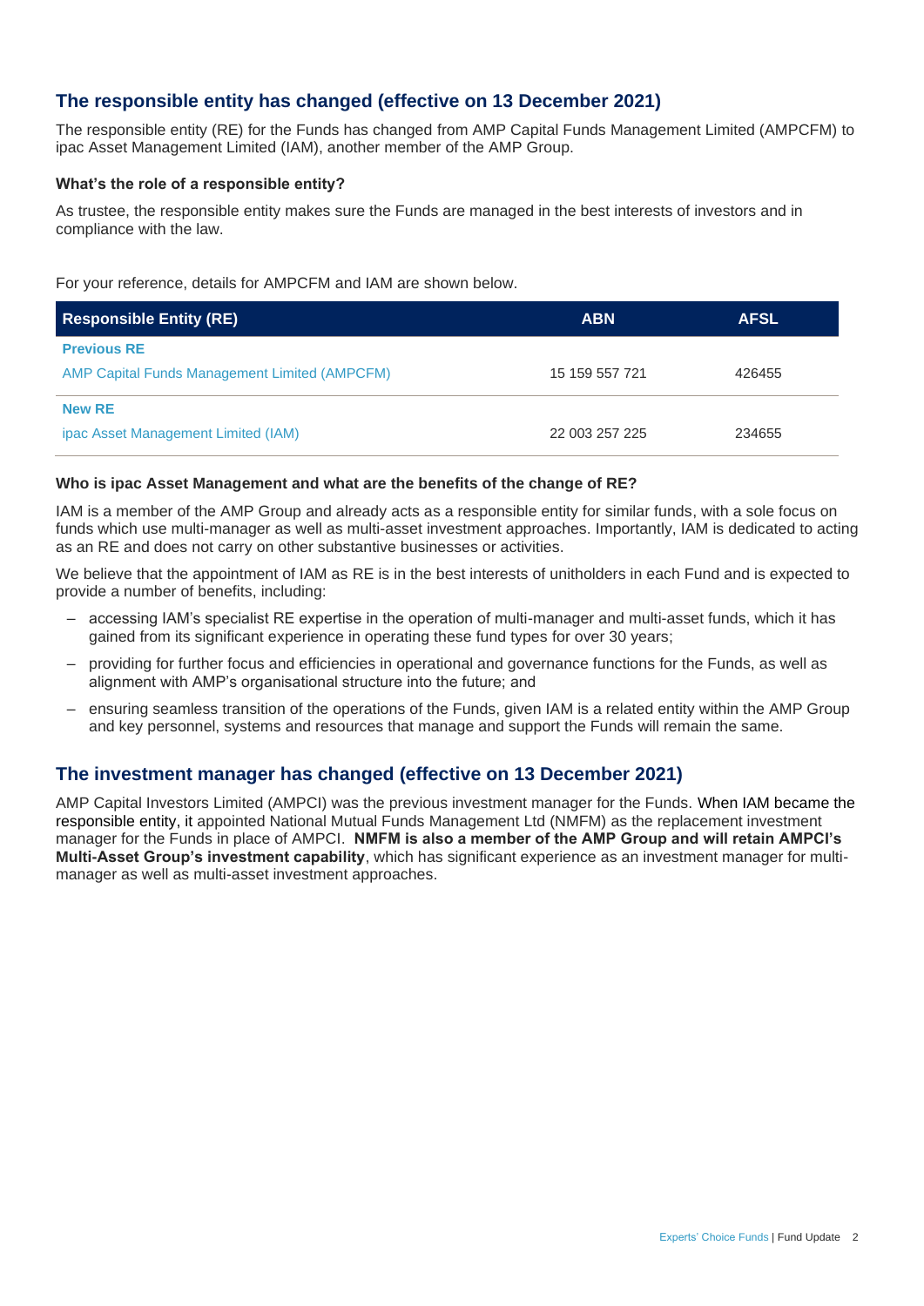## The responsible entity has changed (effective on 13 December 2021)

The responsible entity (RE) for the Funds has changed from AMP Capital Funds Management Limited (AMPCFM) to ipac Asset Management Limited (IAM), another member of the AMP Group.

### What's the role of a responsible entity?

As trustee, the responsible entity makes sure the Funds are managed in the best interests of investors and in compliance with the law.

For your reference, details for AMPCFM and IAM are shown below.

| Responsible Entity (RE) | ABN | AFSL |
|---|---|---|
| **Previous RE** | | |
| AMP Capital Funds Management Limited (AMPCFM) | 15 159 557 721 | 426455 |
| **New RE** | | |
| ipac Asset Management Limited (IAM) | 22 003 257 225 | 234655 |

### Who is ipac Asset Management and what are the benefits of the change of RE?

IAM is a member of the AMP Group and already acts as a responsible entity for similar funds, with a sole focus on funds which use multi-manager as well as multi-asset investment approaches. Importantly, IAM is dedicated to acting as an RE and does not carry on other substantive businesses or activities.

We believe that the appointment of IAM as RE is in the best interests of unitholders in each Fund and is expected to provide a number of benefits, including:

- accessing IAM's specialist RE expertise in the operation of multi-manager and multi-asset funds, which it has gained from its significant experience in operating these fund types for over 30 years;
- providing for further focus and efficiencies in operational and governance functions for the Funds, as well as alignment with AMP's organisational structure into the future; and
- ensuring seamless transition of the operations of the Funds, given IAM is a related entity within the AMP Group and key personnel, systems and resources that manage and support the Funds will remain the same.

## The investment manager has changed (effective on 13 December 2021)

AMP Capital Investors Limited (AMPCI) was the previous investment manager for the Funds. When IAM became the responsible entity, it appointed National Mutual Funds Management Ltd (NMFM) as the replacement investment manager for the Funds in place of AMPCI. **NMFM is also a member of the AMP Group and will retain AMPCI's Multi-Asset Group's investment capability**, which has significant experience as an investment manager for multi-manager as well as multi-asset investment approaches.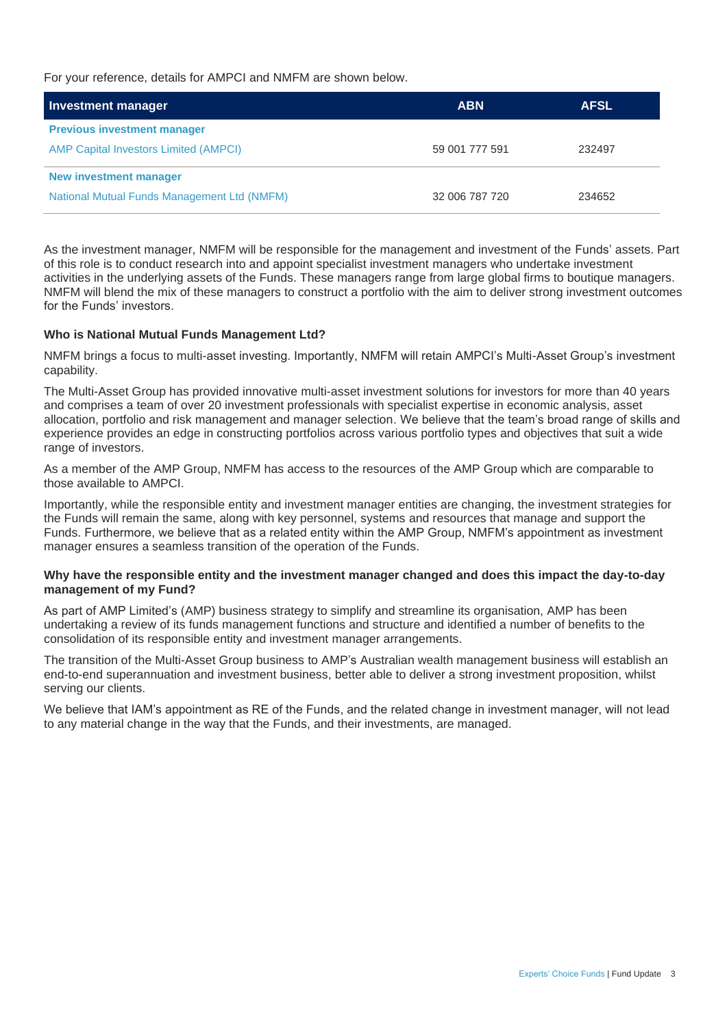For your reference, details for AMPCI and NMFM are shown below.

| Investment manager | ABN | AFSL |
|---|---|---|
| **Previous investment manager** | | |
| AMP Capital Investors Limited (AMPCI) | 59 001 777 591 | 232497 |
| **New investment manager** | | |
| National Mutual Funds Management Ltd (NMFM) | 32 006 787 720 | 234652 |

As the investment manager, NMFM will be responsible for the management and investment of the Funds' assets. Part of this role is to conduct research into and appoint specialist investment managers who undertake investment activities in the underlying assets of the Funds. These managers range from large global firms to boutique managers. NMFM will blend the mix of these managers to construct a portfolio with the aim to deliver strong investment outcomes for the Funds' investors.

**Who is National Mutual Funds Management Ltd?**

NMFM brings a focus to multi-asset investing. Importantly, NMFM will retain AMPCI's Multi-Asset Group's investment capability.

The Multi-Asset Group has provided innovative multi-asset investment solutions for investors for more than 40 years and comprises a team of over 20 investment professionals with specialist expertise in economic analysis, asset allocation, portfolio and risk management and manager selection. We believe that the team's broad range of skills and experience provides an edge in constructing portfolios across various portfolio types and objectives that suit a wide range of investors.

As a member of the AMP Group, NMFM has access to the resources of the AMP Group which are comparable to those available to AMPCI.

Importantly, while the responsible entity and investment manager entities are changing, the investment strategies for the Funds will remain the same, along with key personnel, systems and resources that manage and support the Funds. Furthermore, we believe that as a related entity within the AMP Group, NMFM's appointment as investment manager ensures a seamless transition of the operation of the Funds.

**Why have the responsible entity and the investment manager changed and does this impact the day-to-day management of my Fund?**

As part of AMP Limited's (AMP) business strategy to simplify and streamline its organisation, AMP has been undertaking a review of its funds management functions and structure and identified a number of benefits to the consolidation of its responsible entity and investment manager arrangements.

The transition of the Multi-Asset Group business to AMP's Australian wealth management business will establish an end-to-end superannuation and investment business, better able to deliver a strong investment proposition, whilst serving our clients.

We believe that IAM's appointment as RE of the Funds, and the related change in investment manager, will not lead to any material change in the way that the Funds, and their investments, are managed.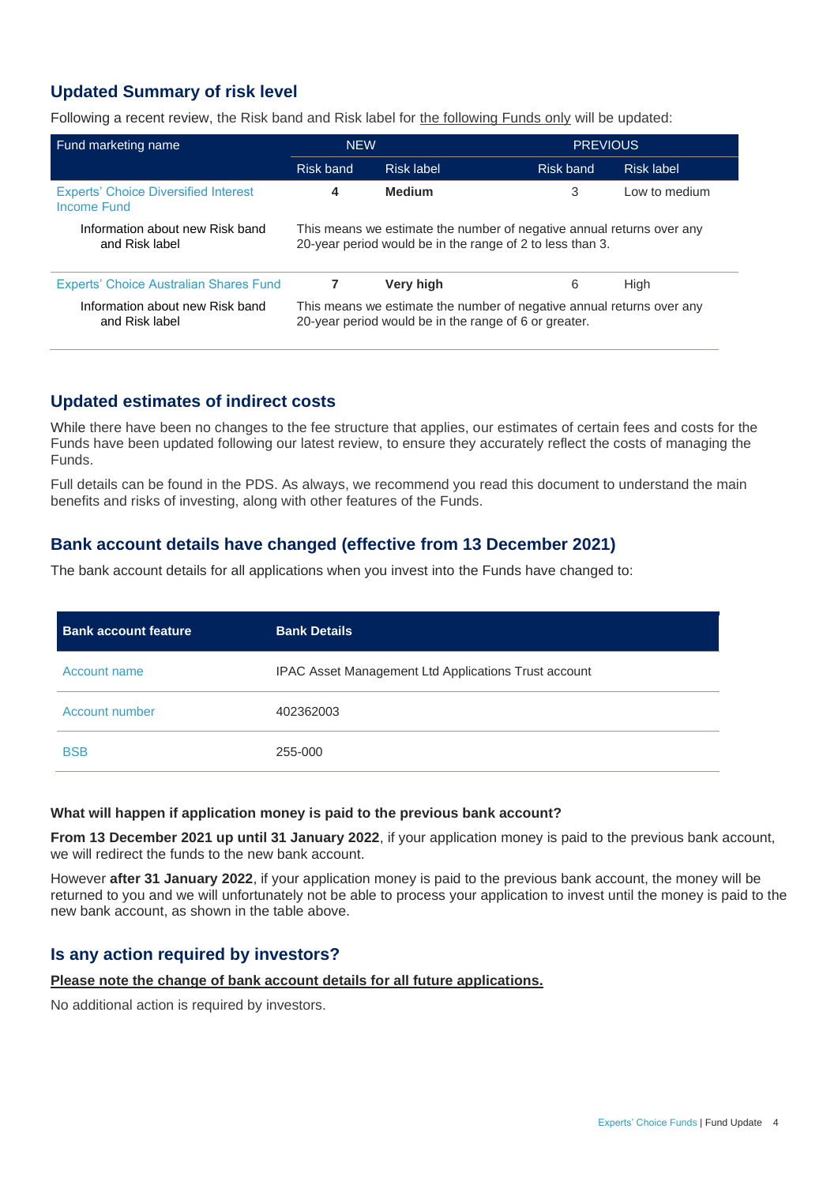## Updated Summary of risk level

Following a recent review, the Risk band and Risk label for the following Funds only will be updated:

| Fund marketing name | NEW | | PREVIOUS | |
|---|---|---|---|---|
| | Risk band | Risk label | Risk band | Risk label |
| Experts' Choice Diversified Interest Income Fund | 4 | **Medium** | 3 | Low to medium |
| Information about new Risk band and Risk label | This means we estimate the number of negative annual returns over any 20-year period would be in the range of 2 to less than 3. | | | |
| Experts' Choice Australian Shares Fund | 7 | **Very high** | 6 | High |
| Information about new Risk band and Risk label | This means we estimate the number of negative annual returns over any 20-year period would be in the range of 6 or greater. | | | |

## Updated estimates of indirect costs

While there have been no changes to the fee structure that applies, our estimates of certain fees and costs for the Funds have been updated following our latest review, to ensure they accurately reflect the costs of managing the Funds.

Full details can be found in the PDS. As always, we recommend you read this document to understand the main benefits and risks of investing, along with other features of the Funds.

## Bank account details have changed (effective from 13 December 2021)

The bank account details for all applications when you invest into the Funds have changed to:

| Bank account feature | Bank Details |
|---|---|
| Account name | IPAC Asset Management Ltd Applications Trust account |
| Account number | 402362003 |
| BSB | 255-000 |

**What will happen if application money is paid to the previous bank account?**

**From 13 December 2021 up until 31 January 2022**, if your application money is paid to the previous bank account, we will redirect the funds to the new bank account.

However **after 31 January 2022**, if your application money is paid to the previous bank account, the money will be returned to you and we will unfortunately not be able to process your application to invest until the money is paid to the new bank account, as shown in the table above.

## Is any action required by investors?

**Please note the change of bank account details for all future applications.**

No additional action is required by investors.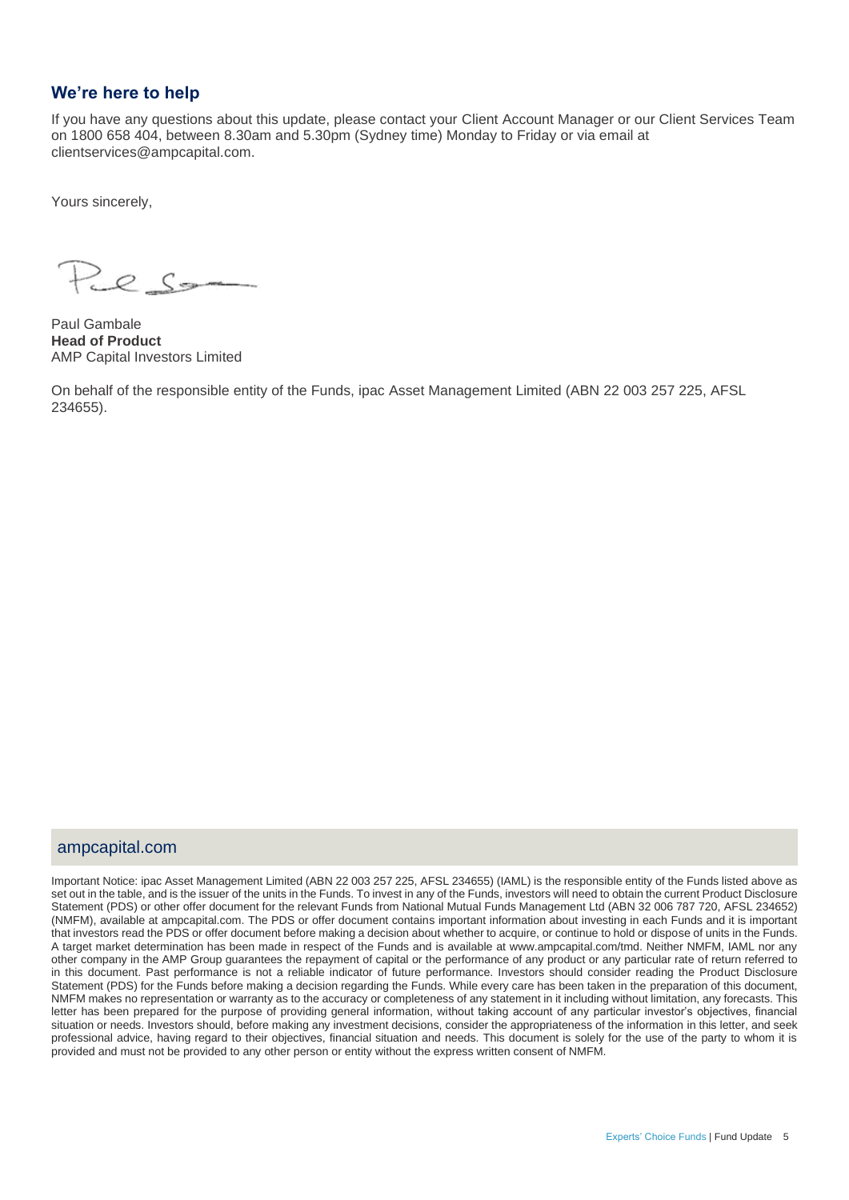## We're here to help

If you have any questions about this update, please contact your Client Account Manager or our Client Services Team on 1800 658 404, between 8.30am and 5.30pm (Sydney time) Monday to Friday or via email at clientservices@ampcapital.com.

Yours sincerely,

Paul Gambale
**Head of Product**
AMP Capital Investors Limited

On behalf of the responsible entity of the Funds, ipac Asset Management Limited (ABN 22 003 257 225, AFSL 234655).

ampcapital.com

Important Notice: ipac Asset Management Limited (ABN 22 003 257 225, AFSL 234655) (IAML) is the responsible entity of the Funds listed above as set out in the table, and is the issuer of the units in the Funds. To invest in any of the Funds, investors will need to obtain the current Product Disclosure Statement (PDS) or other offer document for the relevant Funds from National Mutual Funds Management Ltd (ABN 32 006 787 720, AFSL 234652) (NMFM), available at ampcapital.com. The PDS or offer document contains important information about investing in each Funds and it is important that investors read the PDS or offer document before making a decision about whether to acquire, or continue to hold or dispose of units in the Funds. A target market determination has been made in respect of the Funds and is available at www.ampcapital.com/tmd. Neither NMFM, IAML nor any other company in the AMP Group guarantees the repayment of capital or the performance of any product or any particular rate of return referred to in this document. Past performance is not a reliable indicator of future performance. Investors should consider reading the Product Disclosure Statement (PDS) for the Funds before making a decision regarding the Funds. While every care has been taken in the preparation of this document, NMFM makes no representation or warranty as to the accuracy or completeness of any statement in it including without limitation, any forecasts. This letter has been prepared for the purpose of providing general information, without taking account of any particular investor's objectives, financial situation or needs. Investors should, before making any investment decisions, consider the appropriateness of the information in this letter, and seek professional advice, having regard to their objectives, financial situation and needs. This document is solely for the use of the party to whom it is provided and must not be provided to any other person or entity without the express written consent of NMFM.